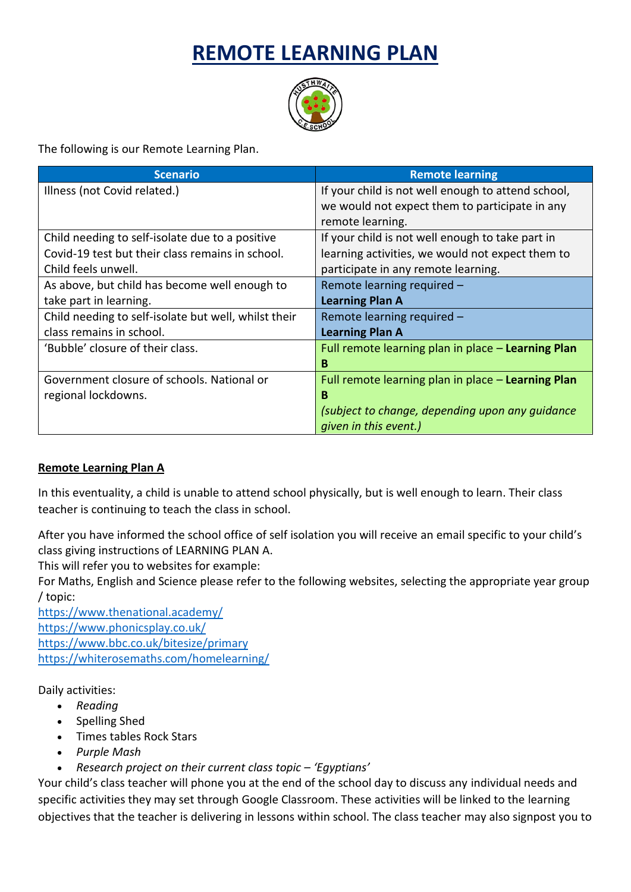# REMOTE LEARNING PLAN

The following is our Remote Learning Plan.

| Scenario | Remote learning |
|---|---|
| Illness (not Covid related.) | If your child is not well enough to attend school, we would not expect them to participate in any remote learning. |
| Child needing to self-isolate due to a positive Covid-19 test but their class remains in school. Child feels unwell. | If your child is not well enough to take part in learning activities, we would not expect them to participate in any remote learning. |
| As above, but child has become well enough to take part in learning. | Remote learning required – **Learning Plan A** |
| Child needing to self-isolate but well, whilst their class remains in school. | Remote learning required – **Learning Plan A** |
| 'Bubble' closure of their class. | Full remote learning plan in place – **Learning Plan B** |
| Government closure of schools. National or regional lockdowns. | Full remote learning plan in place – **Learning Plan B** *(subject to change, depending upon any guidance given in this event.)* |

**Remote Learning Plan A**

In this eventuality, a child is unable to attend school physically, but is well enough to learn. Their class teacher is continuing to teach the class in school.

After you have informed the school office of self isolation you will receive an email specific to your child's class giving instructions of LEARNING PLAN A.
This will refer you to websites for example:
For Maths, English and Science please refer to the following websites, selecting the appropriate year group / topic:
https://www.thenational.academy/
https://www.phonicsplay.co.uk/
https://www.bbc.co.uk/bitesize/primary
https://whiterosemaths.com/homelearning/

Daily activities:

- *Reading*
- Spelling Shed
- Times tables Rock Stars
- *Purple Mash*
- *Research project on their current class topic – 'Egyptians'*

Your child's class teacher will phone you at the end of the school day to discuss any individual needs and specific activities they may set through Google Classroom. These activities will be linked to the learning objectives that the teacher is delivering in lessons within school. The class teacher may also signpost you to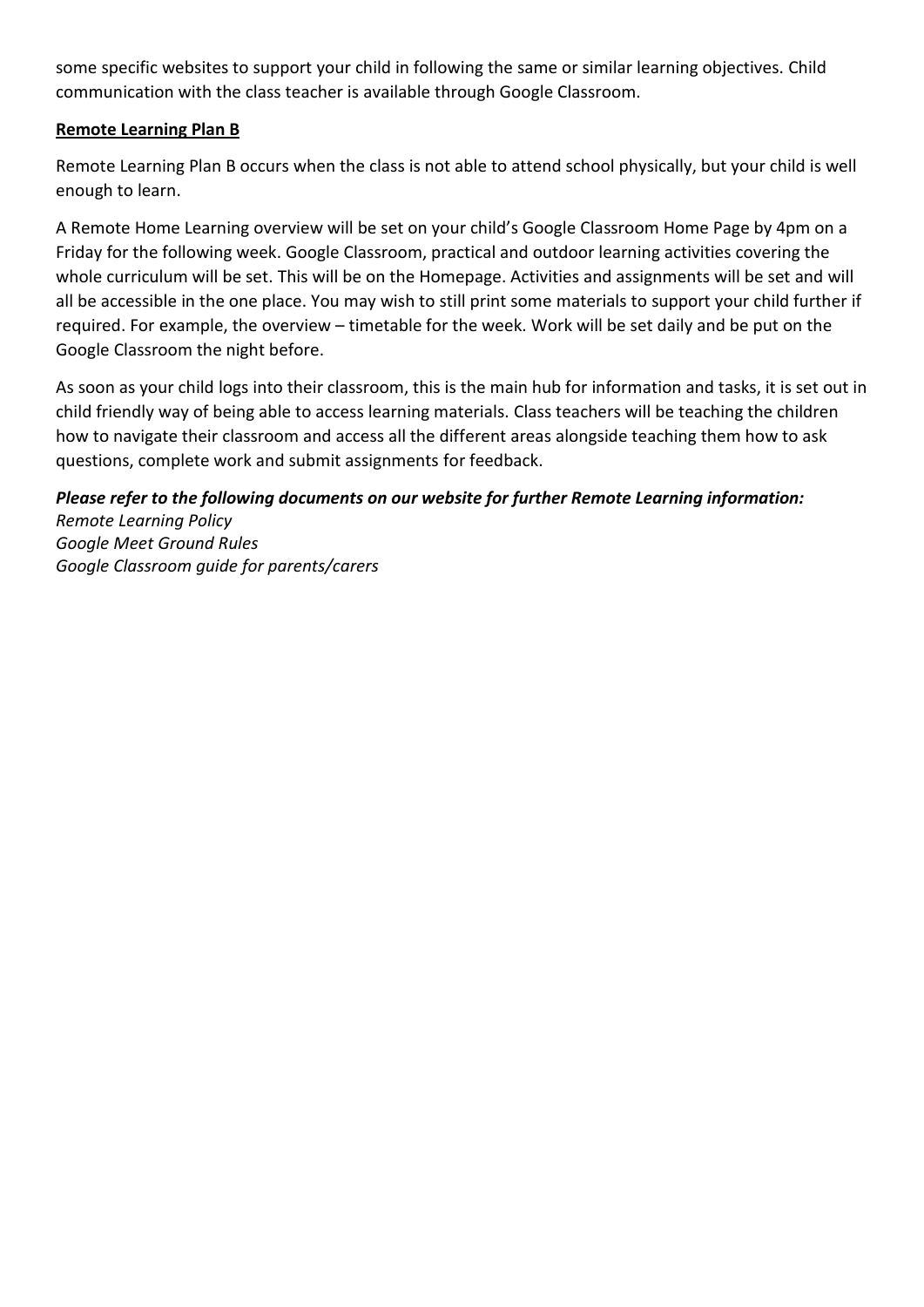some specific websites to support your child in following the same or similar learning objectives. Child communication with the class teacher is available through Google Classroom.

**Remote Learning Plan B**

Remote Learning Plan B occurs when the class is not able to attend school physically, but your child is well enough to learn.

A Remote Home Learning overview will be set on your child's Google Classroom Home Page by 4pm on a Friday for the following week. Google Classroom, practical and outdoor learning activities covering the whole curriculum will be set. This will be on the Homepage. Activities and assignments will be set and will all be accessible in the one place. You may wish to still print some materials to support your child further if required. For example, the overview – timetable for the week. Work will be set daily and be put on the Google Classroom the night before.

As soon as your child logs into their classroom, this is the main hub for information and tasks, it is set out in child friendly way of being able to access learning materials. Class teachers will be teaching the children how to navigate their classroom and access all the different areas alongside teaching them how to ask questions, complete work and submit assignments for feedback.

***Please refer to the following documents on our website for further Remote Learning information:***

*Remote Learning Policy*
*Google Meet Ground Rules*
*Google Classroom guide for parents/carers*